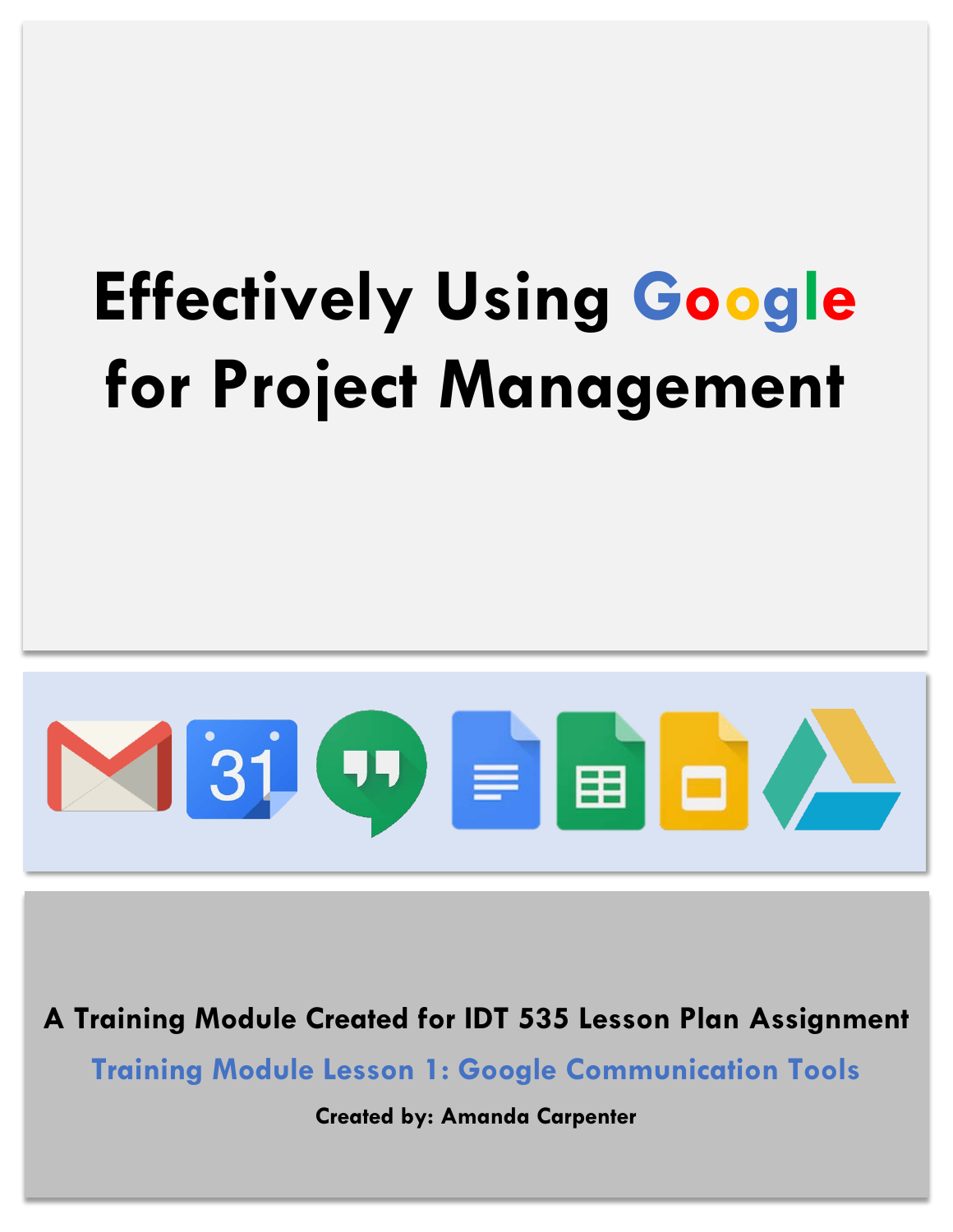# Effectively Using Google for Project Management

A Training Module Created for IDT 535 Lesson Plan Assignment

**Training Module Lesson 1: Google Communication Tools**

**Created by: Amanda Carpenter**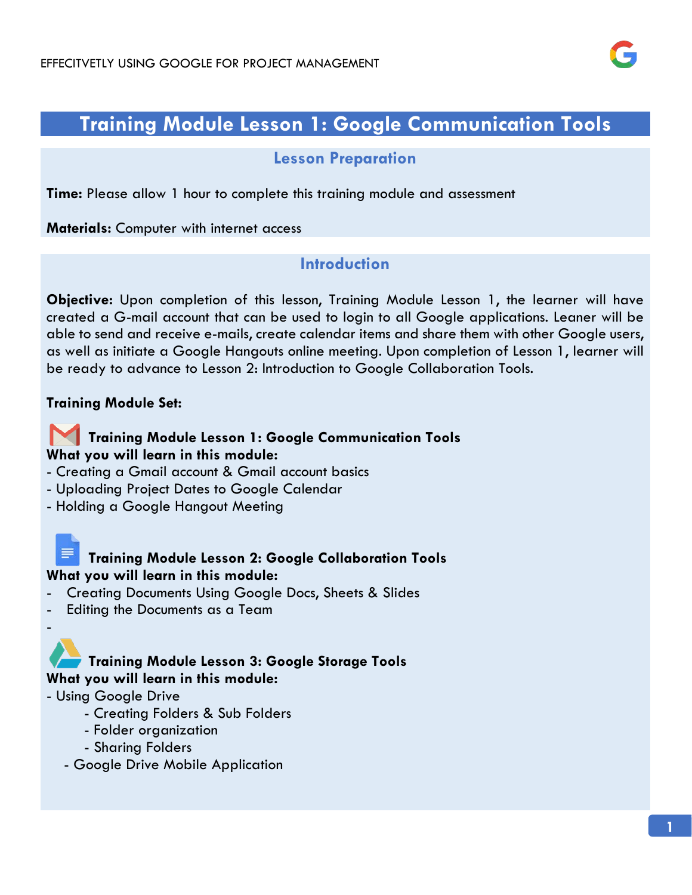# Training Module Lesson 1: Google Communication Tools

## Lesson Preparation

**Time:** Please allow 1 hour to complete this training module and assessment

**Materials:** Computer with internet access

## Introduction

**Objective:** Upon completion of this lesson, Training Module Lesson 1, the learner will have created a G-mail account that can be used to login to all Google applications. Leaner will be able to send and receive e-mails, create calendar items and share them with other Google users, as well as initiate a Google Hangouts online meeting. Upon completion of Lesson 1, learner will be ready to advance to Lesson 2: Introduction to Google Collaboration Tools.

**Training Module Set:**

**Training Module Lesson 1: Google Communication Tools**
**What you will learn in this module:**
- Creating a Gmail account & Gmail account basics
- Uploading Project Dates to Google Calendar
- Holding a Google Hangout Meeting

**Training Module Lesson 2: Google Collaboration Tools**
**What you will learn in this module:**
- Creating Documents Using Google Docs, Sheets & Slides
- Editing the Documents as a Team
-

**Training Module Lesson 3: Google Storage Tools**
**What you will learn in this module:**
- Using Google Drive
  - Creating Folders & Sub Folders
  - Folder organization
  - Sharing Folders
- Google Drive Mobile Application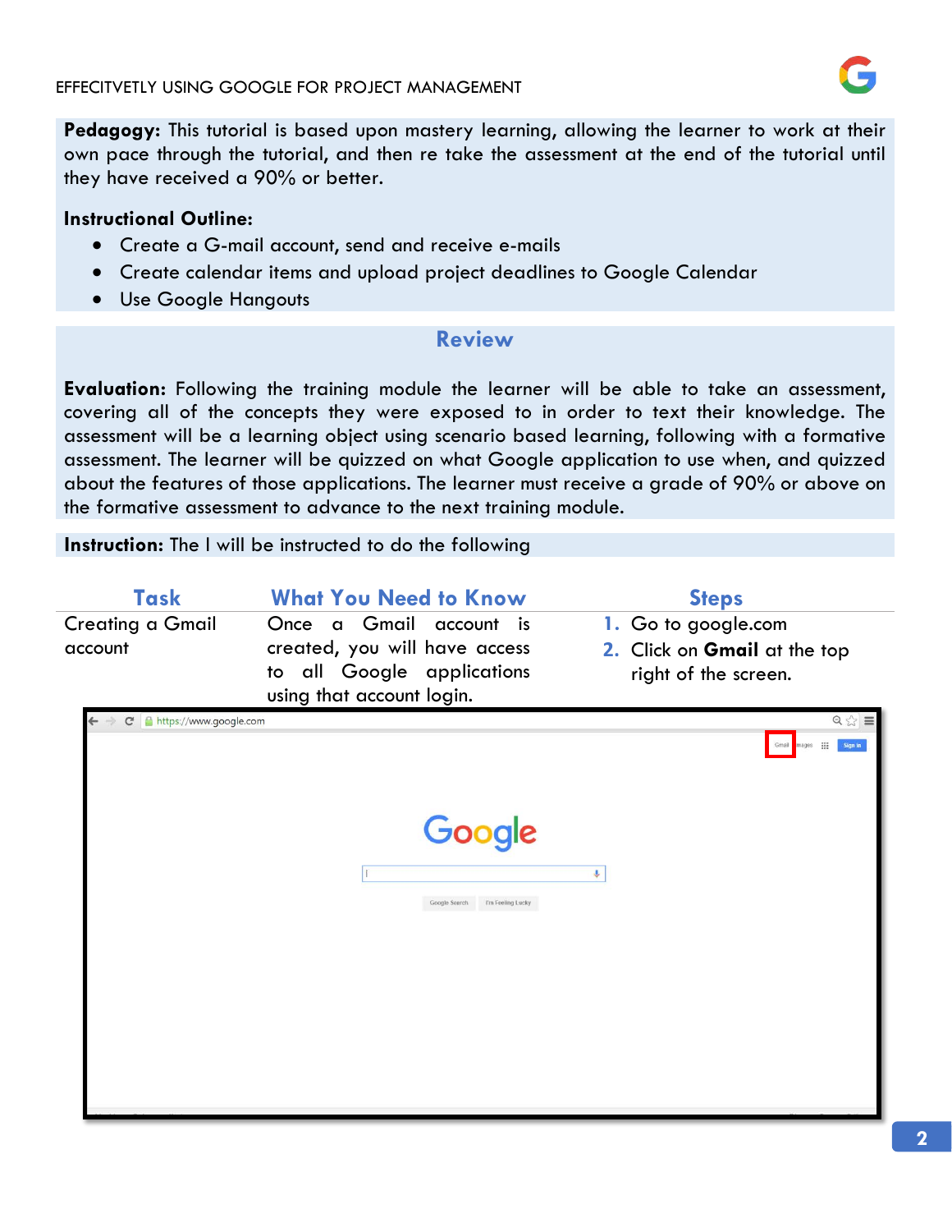**Pedagogy:** This tutorial is based upon mastery learning, allowing the learner to work at their own pace through the tutorial, and then re take the assessment at the end of the tutorial until they have received a 90% or better.

**Instructional Outline:**

- Create a G-mail account, send and receive e-mails
- Create calendar items and upload project deadlines to Google Calendar
- Use Google Hangouts

## Review

**Evaluation:** Following the training module the learner will be able to take an assessment, covering all of the concepts they were exposed to in order to text their knowledge. The assessment will be a learning object using scenario based learning, following with a formative assessment. The learner will be quizzed on what Google application to use when, and quizzed about the features of those applications. The learner must receive a grade of 90% or above on the formative assessment to advance to the next training module.

**Instruction:** The I will be instructed to do the following

| Task | What You Need to Know | Steps |
|---|---|---|
| Creating a Gmail account | Once a Gmail account is created, you will have access to all Google applications using that account login. | 1. Go to google.com<br>2. Click on **Gmail** at the top right of the screen. |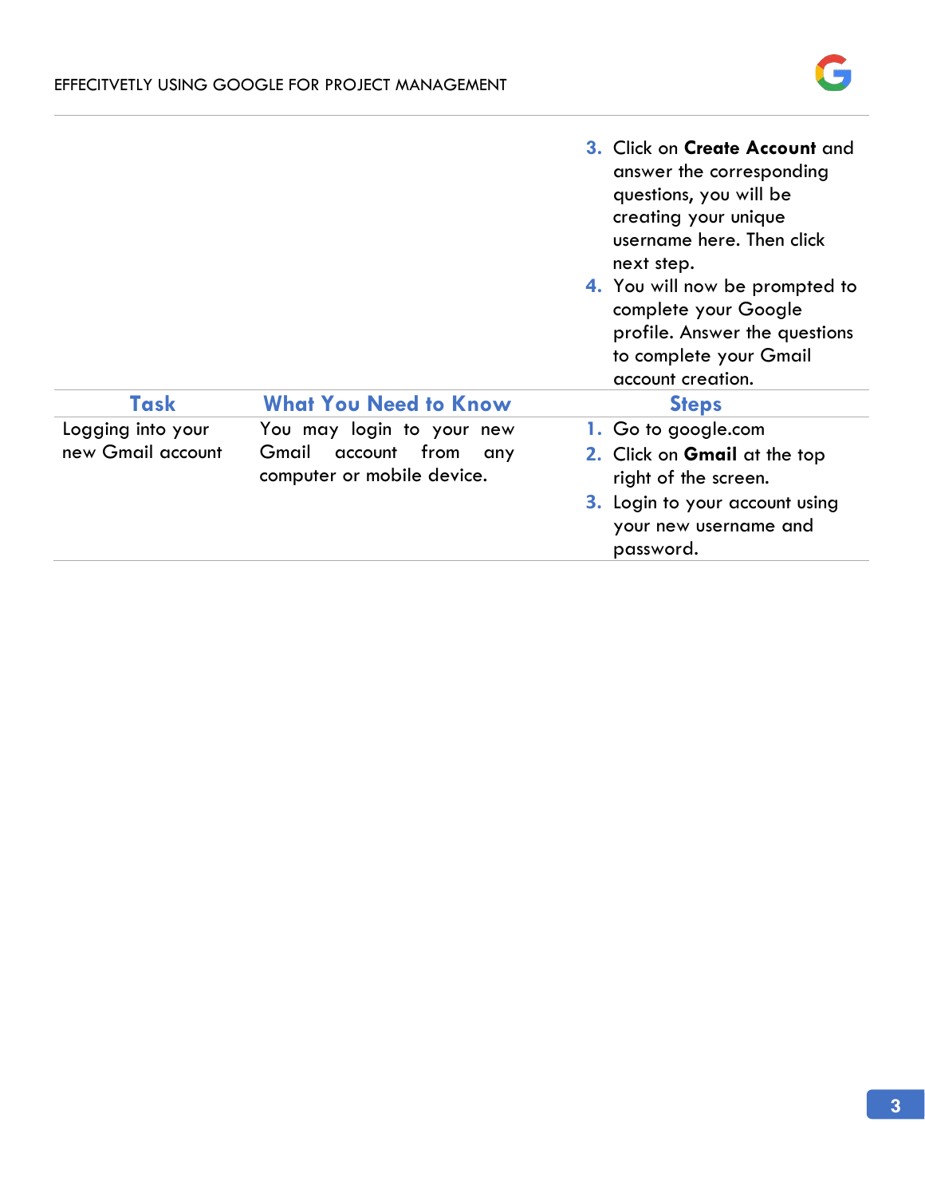| Task | What You Need to Know | Steps |
|---|---|---|
| | | 3. Click on **Create Account** and answer the corresponding questions, you will be creating your unique username here. Then click next step.<br>4. You will now be prompted to complete your Google profile. Answer the questions to complete your Gmail account creation. |
| Logging into your new Gmail account | You may login to your new Gmail account from any computer or mobile device. | 1. Go to google.com<br>2. Click on **Gmail** at the top right of the screen.<br>3. Login to your account using your new username and password. |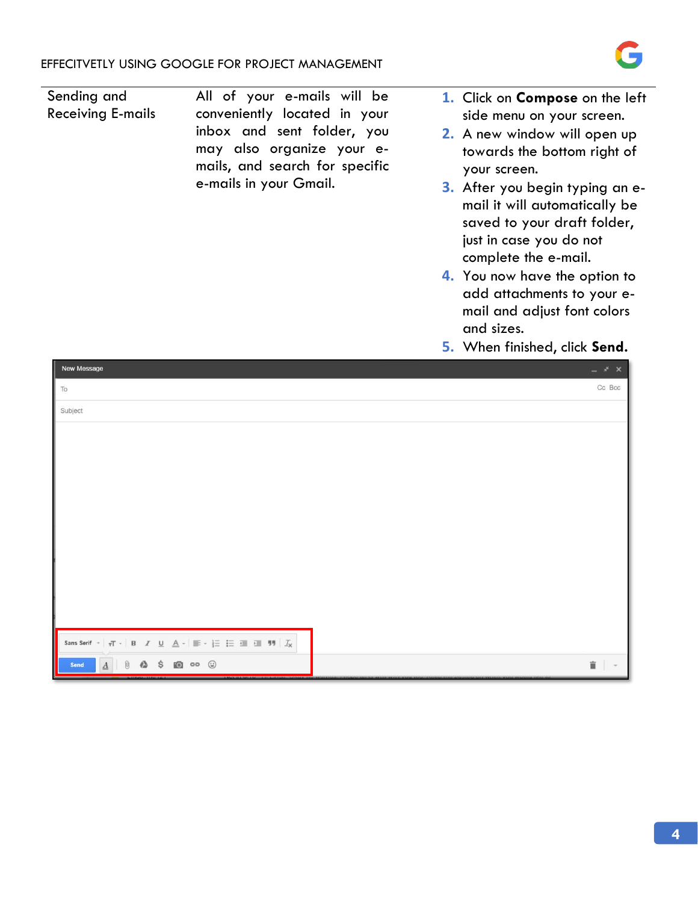| Sending and Receiving E-mails | All of your e-mails will be conveniently located in your inbox and sent folder, you may also organize your e-mails, and search for specific e-mails in your Gmail. | 1. Click on **Compose** on the left side menu on your screen.<br>2. A new window will open up towards the bottom right of your screen.<br>3. After you begin typing an e-mail it will automatically be saved to your draft folder, just in case you do not complete the e-mail.<br>4. You now have the option to add attachments to your e-mail and adjust font colors and sizes.<br>5. When finished, click **Send.** |
|---|---|---|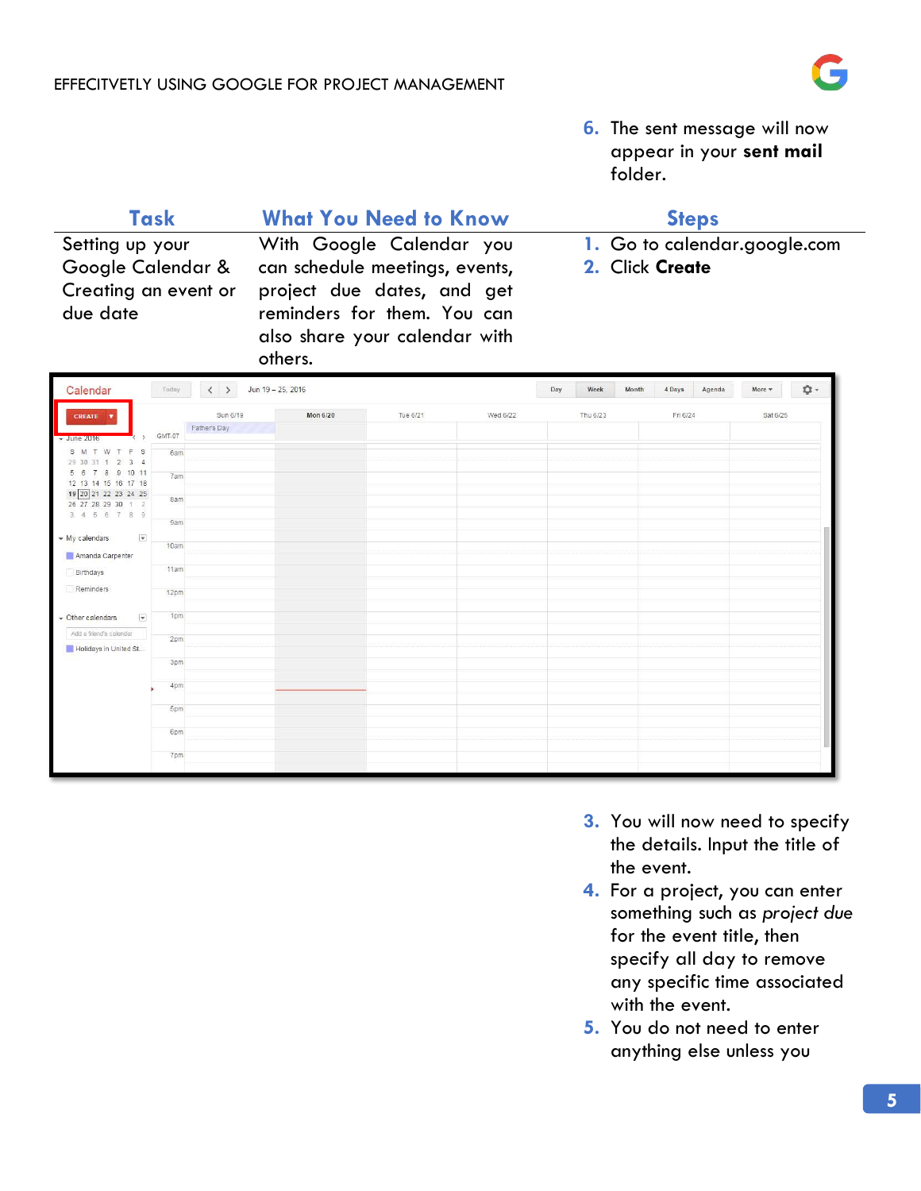6. The sent message will now appear in your **sent mail** folder.

| Task | What You Need to Know | Steps |
| --- | --- | --- |
| Setting up your Google Calendar & Creating an event or due date | With Google Calendar you can schedule meetings, events, project due dates, and get reminders for them. You can also share your calendar with others. | 1. Go to calendar.google.com<br>2. Click **Create** |

3. You will now need to specify the details. Input the title of the event.
4. For a project, you can enter something such as *project due* for the event title, then specify all day to remove any specific time associated with the event.
5. You do not need to enter anything else unless you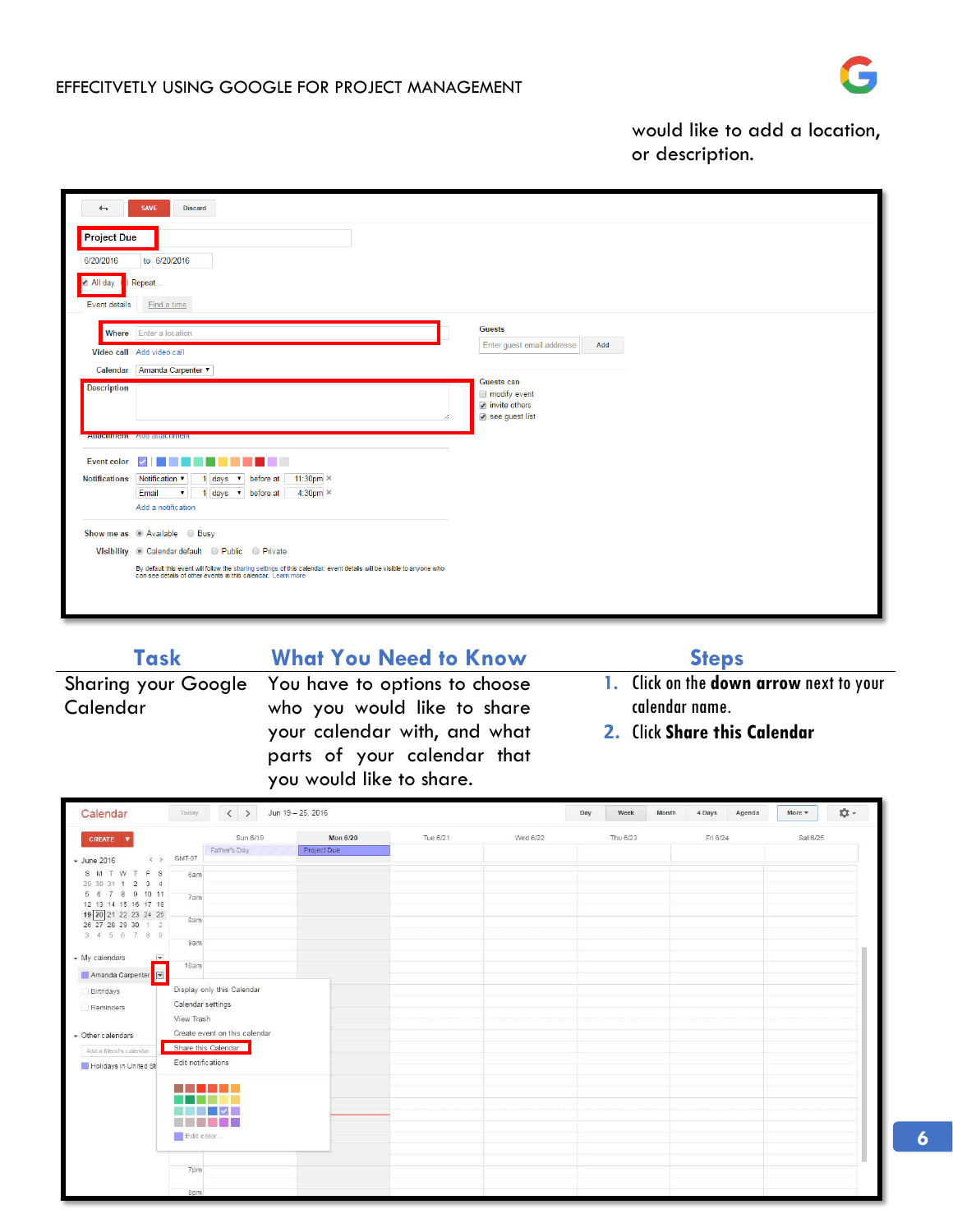would like to add a location, or description.

| Task | What You Need to Know | Steps |
| --- | --- | --- |
| Sharing your Google Calendar | You have to options to choose who you would like to share your calendar with, and what parts of your calendar that you would like to share. | 1. Click on the **down arrow** next to your calendar name.<br>2. Click **Share this Calendar** |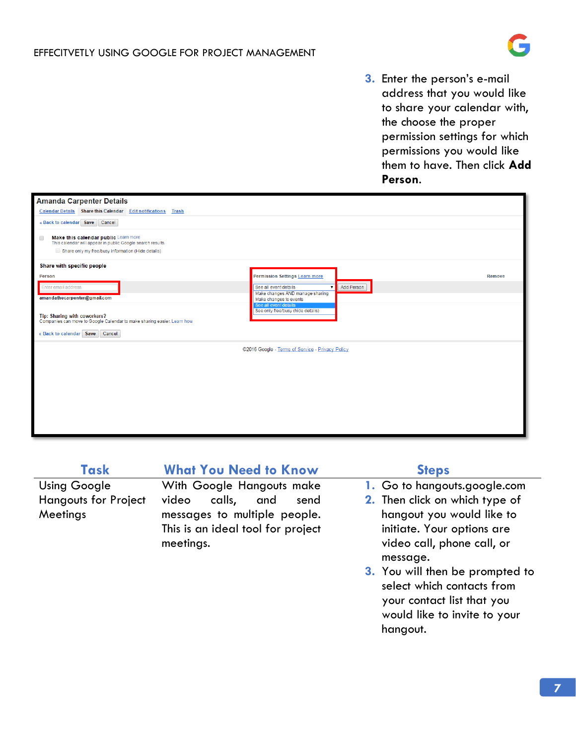3. Enter the person's e-mail address that you would like to share your calendar with, the choose the proper permission settings for which permissions you would like them to have. Then click **Add Person.**

| Task | What You Need to Know | Steps |
|---|---|---|
| Using Google Hangouts for Project Meetings | With Google Hangouts make video calls, and send messages to multiple people. This is an ideal tool for project meetings. | 1. Go to hangouts.google.com<br>2. Then click on which type of hangout you would like to initiate. Your options are video call, phone call, or message.<br>3. You will then be prompted to select which contacts from your contact list that you would like to invite to your hangout. |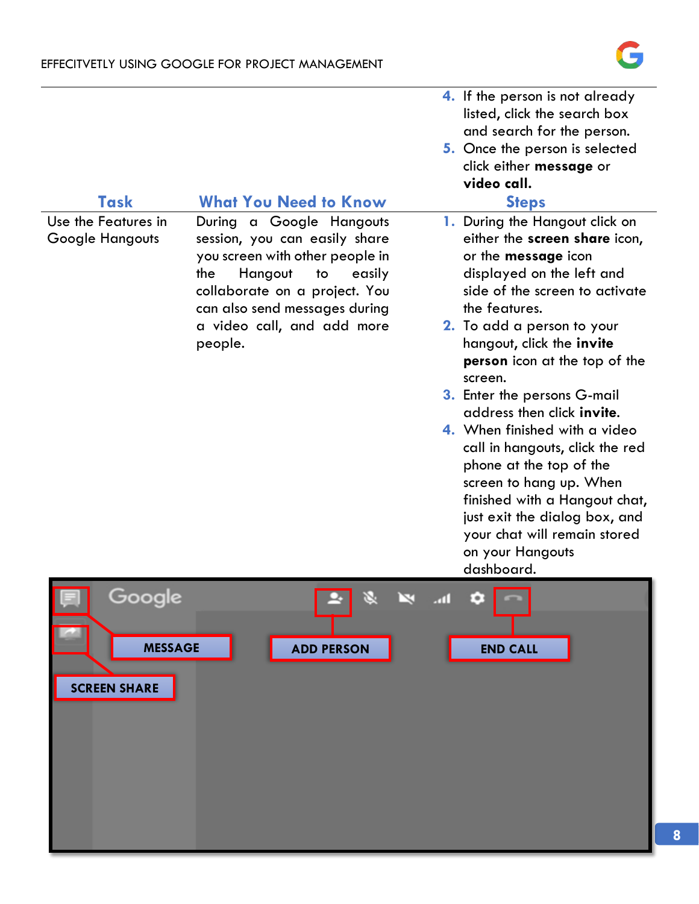4. If the person is not already listed, click the search box and search for the person.
5. Once the person is selected click either **message** or **video call.**

| Task | What You Need to Know | Steps |
|---|---|---|
| Use the Features in Google Hangouts | During a Google Hangouts session, you can easily share you screen with other people in the Hangout to easily collaborate on a project. You can also send messages during a video call, and add more people. | 1. During the Hangout click on either the **screen share** icon, or the **message** icon displayed on the left and side of the screen to activate the features.<br>2. To add a person to your hangout, click the **invite person** icon at the top of the screen.<br>3. Enter the persons G-mail address then click **invite.**<br>4. When finished with a video call in hangouts, click the red phone at the top of the screen to hang up. When finished with a Hangout chat, just exit the dialog box, and your chat will remain stored on your Hangouts dashboard. |

MESSAGE

ADD PERSON

END CALL

SCREEN SHARE